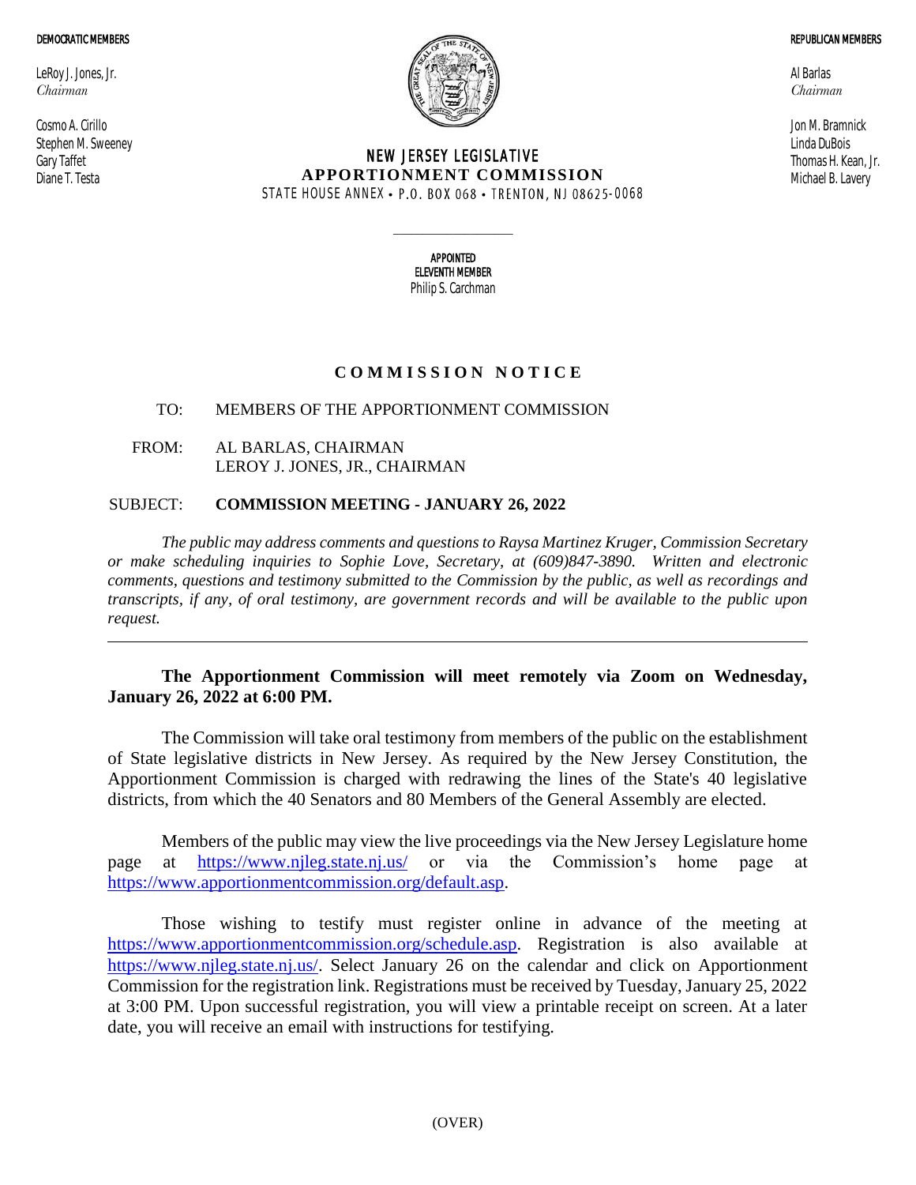**DEMOCRATIC MEMBERS**

LeRoy J. Jones, Jr.
*Chairman*

Cosmo A. Cirillo
Stephen M. Sweeney
Gary Taffet
Diane T. Testa

**REPUBLICAN MEMBERS**

Al Barlas
*Chairman*

Jon M. Bramnick
Linda DuBois
Thomas H. Kean, Jr.
Michael B. Lavery

NEW JERSEY LEGISLATIVE
**APPORTIONMENT COMMISSION**
STATE HOUSE ANNEX • P.O. BOX 068 • TRENTON, NJ 08625-0068

**APPOINTED ELEVENTH MEMBER**
Philip S. Carchman

## COMMISSION NOTICE

TO: MEMBERS OF THE APPORTIONMENT COMMISSION

FROM: AL BARLAS, CHAIRMAN
LEROY J. JONES, JR., CHAIRMAN

SUBJECT: **COMMISSION MEETING - JANUARY 26, 2022**

*The public may address comments and questions to Raysa Martinez Kruger, Commission Secretary or make scheduling inquiries to Sophie Love, Secretary, at (609)847-3890. Written and electronic comments, questions and testimony submitted to the Commission by the public, as well as recordings and transcripts, if any, of oral testimony, are government records and will be available to the public upon request.*

---

**The Apportionment Commission will meet remotely via Zoom on Wednesday, January 26, 2022 at 6:00 PM.**

The Commission will take oral testimony from members of the public on the establishment of State legislative districts in New Jersey. As required by the New Jersey Constitution, the Apportionment Commission is charged with redrawing the lines of the State's 40 legislative districts, from which the 40 Senators and 80 Members of the General Assembly are elected.

Members of the public may view the live proceedings via the New Jersey Legislature home page at https://www.njleg.state.nj.us/ or via the Commission's home page at https://www.apportionmentcommission.org/default.asp.

Those wishing to testify must register online in advance of the meeting at https://www.apportionmentcommission.org/schedule.asp. Registration is also available at https://www.njleg.state.nj.us/. Select January 26 on the calendar and click on Apportionment Commission for the registration link. Registrations must be received by Tuesday, January 25, 2022 at 3:00 PM. Upon successful registration, you will view a printable receipt on screen. At a later date, you will receive an email with instructions for testifying.

(OVER)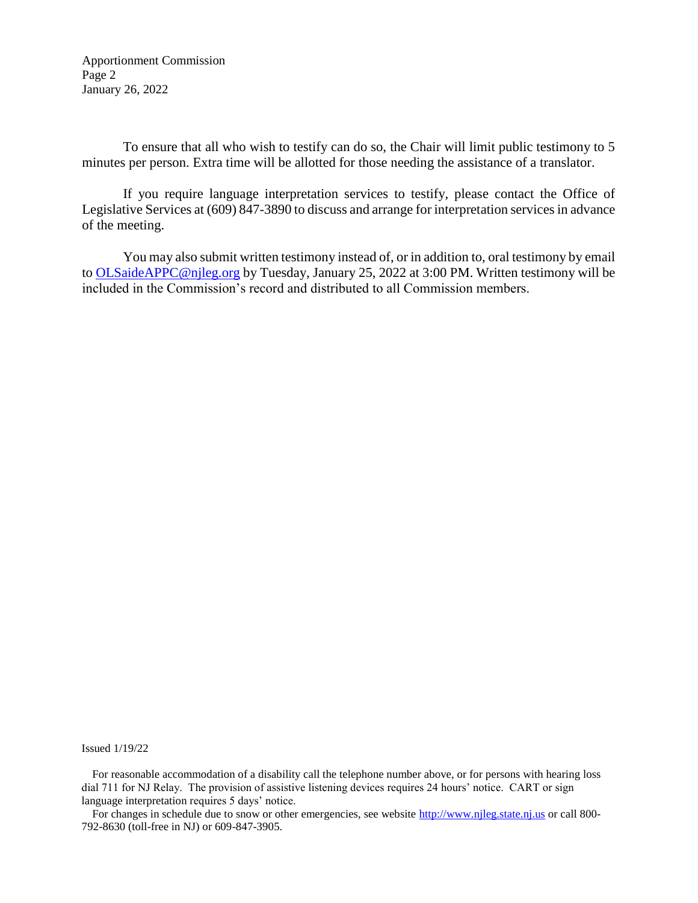To ensure that all who wish to testify can do so, the Chair will limit public testimony to 5 minutes per person. Extra time will be allotted for those needing the assistance of a translator.

If you require language interpretation services to testify, please contact the Office of Legislative Services at (609) 847-3890 to discuss and arrange for interpretation services in advance of the meeting.

You may also submit written testimony instead of, or in addition to, oral testimony by email to OLSaideAPPC@njleg.org by Tuesday, January 25, 2022 at 3:00 PM. Written testimony will be included in the Commission's record and distributed to all Commission members.

Issued 1/19/22

For reasonable accommodation of a disability call the telephone number above, or for persons with hearing loss dial 711 for NJ Relay. The provision of assistive listening devices requires 24 hours' notice. CART or sign language interpretation requires 5 days' notice.

For changes in schedule due to snow or other emergencies, see website http://www.njleg.state.nj.us or call 800-792-8630 (toll-free in NJ) or 609-847-3905.